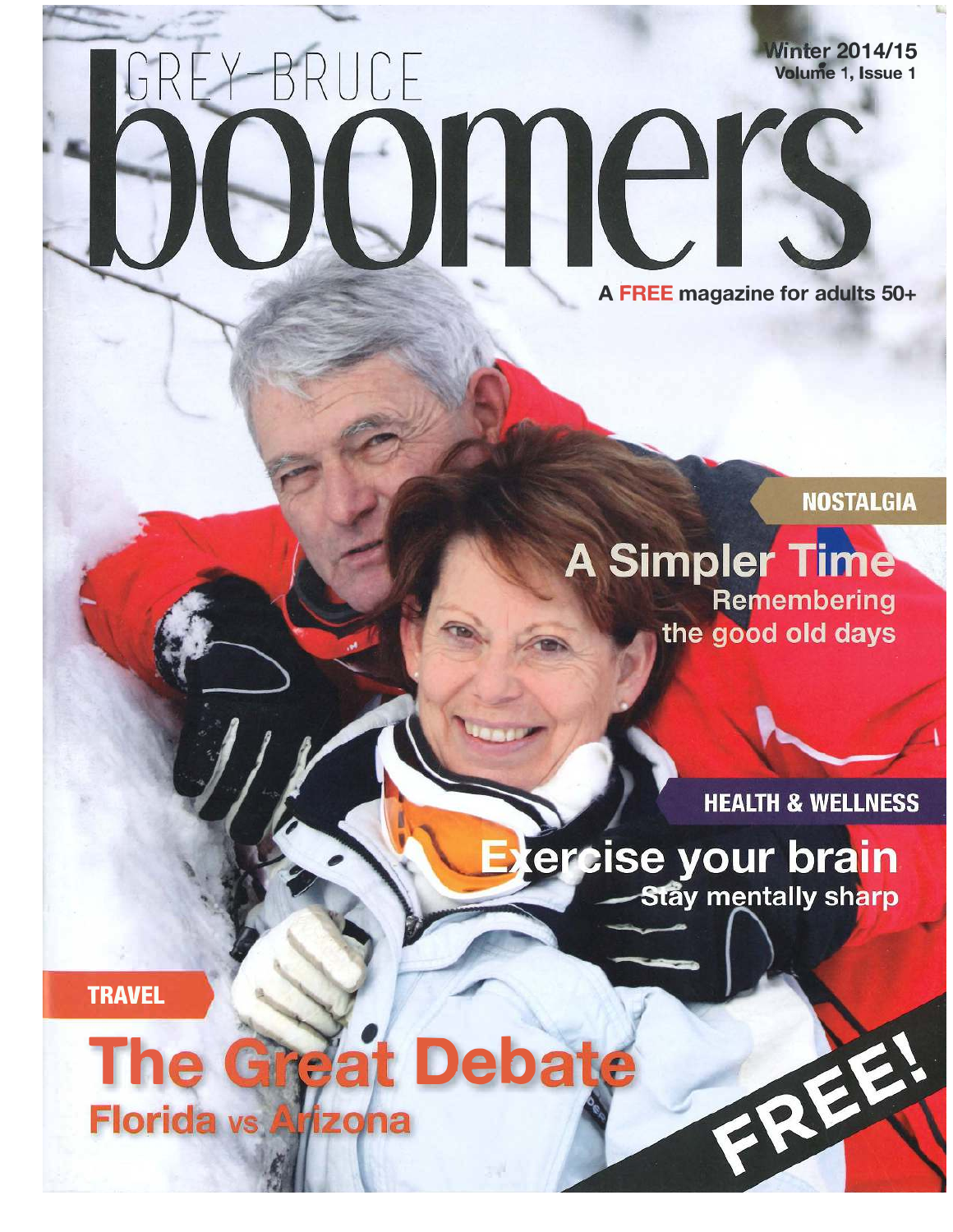# GREY-BRUCE boomers

Winter 2014/15
Volume 1, Issue 1

A **FREE** magazine for adults 50+

NOSTALGIA

## A Simpler Time

Remembering the good old days

HEALTH & WELLNESS

## Exercise your brain

Stay mentally sharp

TRAVEL

## The Great Debate

Florida vs Arizona

FREE!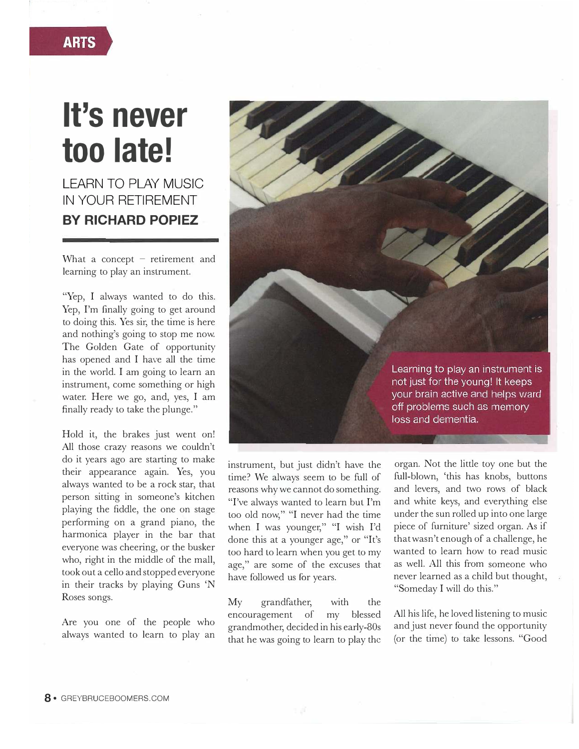ARTS

# It's never too late!

## LEARN TO PLAY MUSIC IN YOUR RETIREMENT

**BY RICHARD POPIEZ**

What a concept – retirement and learning to play an instrument.

"Yep, I always wanted to do this. Yep, I'm finally going to get around to doing this. Yes sir, the time is here and nothing's going to stop me now. The Golden Gate of opportunity has opened and I have all the time in the world. I am going to learn an instrument, come something or high water. Here we go, and, yes, I am finally ready to take the plunge."

Hold it, the brakes just went on! All those crazy reasons we couldn't do it years ago are starting to make their appearance again. Yes, you always wanted to be a rock star, that person sitting in someone's kitchen playing the fiddle, the one on stage performing on a grand piano, the harmonica player in the bar that everyone was cheering, or the busker who, right in the middle of the mall, took out a cello and stopped everyone in their tracks by playing Guns 'N Roses songs.

Are you one of the people who always wanted to learn to play an instrument, but just didn't have the time? We always seem to be full of reasons why we cannot do something. "I've always wanted to learn but I'm too old now," "I never had the time when I was younger," "I wish I'd done this at a younger age," or "It's too hard to learn when you get to my age," are some of the excuses that have followed us for years.

My grandfather, with the encouragement of my blessed grandmother, decided in his early-80s that he was going to learn to play the organ. Not the little toy one but the full-blown, 'this has knobs, buttons and levers, and two rows of black and white keys, and everything else under the sun rolled up into one large piece of furniture' sized organ. As if that wasn't enough of a challenge, he wanted to learn how to read music as well. All this from someone who never learned as a child but thought, "Someday I will do this."

All his life, he loved listening to music and just never found the opportunity (or the time) to take lessons. "Good

Learning to play an instrument is not just for the young! It keeps your brain active and helps ward off problems such as memory loss and dementia.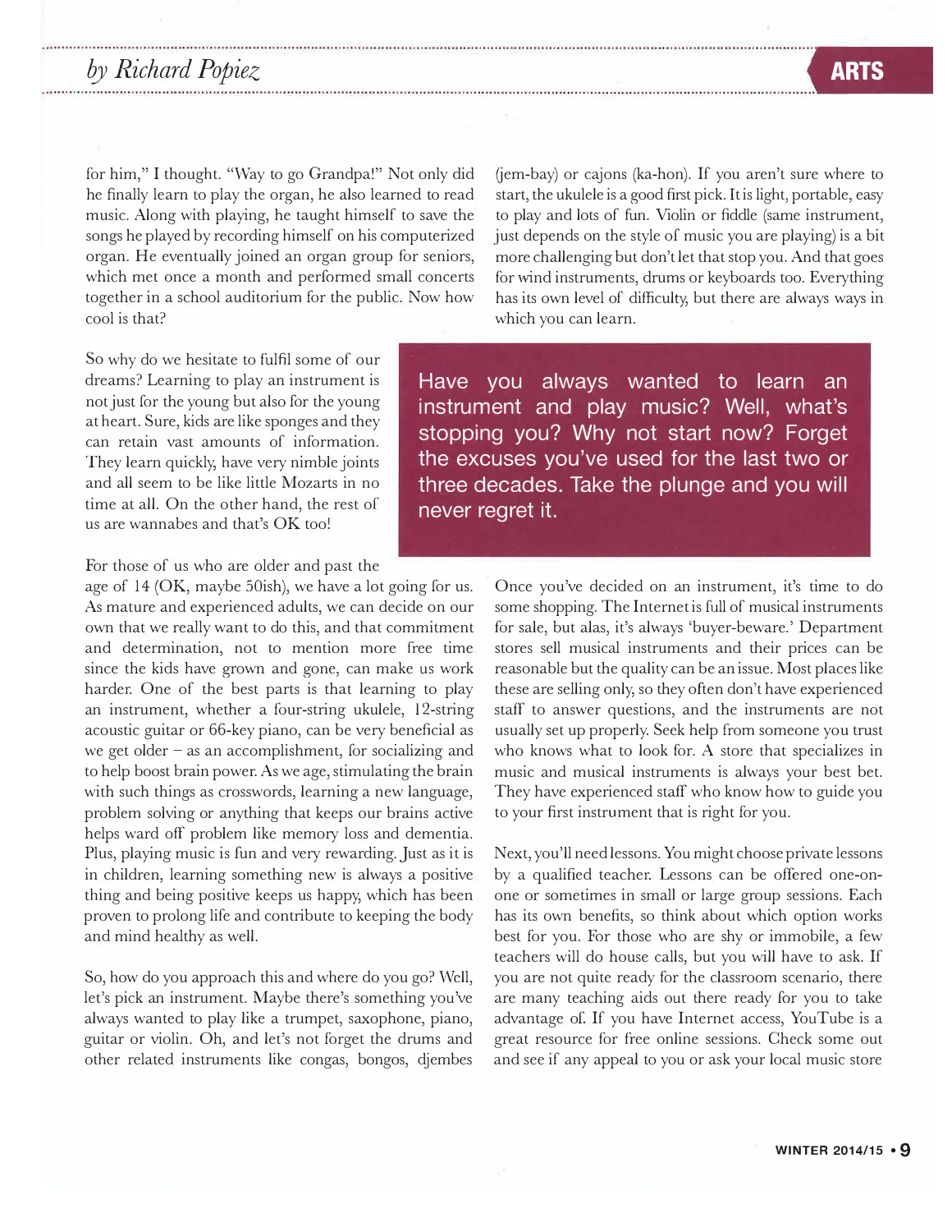for him," I thought. "Way to go Grandpa!" Not only did he finally learn to play the organ, he also learned to read music. Along with playing, he taught himself to save the songs he played by recording himself on his computerized organ. He eventually joined an organ group for seniors, which met once a month and performed small concerts together in a school auditorium for the public. Now how cool is that?

So why do we hesitate to fulfil some of our dreams? Learning to play an instrument is not just for the young but also for the young at heart. Sure, kids are like sponges and they can retain vast amounts of information. They learn quickly, have very nimble joints and all seem to be like little Mozarts in no time at all. On the other hand, the rest of us are wannabes and that's OK too!

For those of us who are older and past the age of 14 (OK, maybe 50ish), we have a lot going for us. As mature and experienced adults, we can decide on our own that we really want to do this, and that commitment and determination, not to mention more free time since the kids have grown and gone, can make us work harder. One of the best parts is that learning to play an instrument, whether a four-string ukulele, 12-string acoustic guitar or 66-key piano, can be very beneficial as we get older – as an accomplishment, for socializing and to help boost brain power. As we age, stimulating the brain with such things as crosswords, learning a new language, problem solving or anything that keeps our brains active helps ward off problem like memory loss and dementia. Plus, playing music is fun and very rewarding. Just as it is in children, learning something new is always a positive thing and being positive keeps us happy, which has been proven to prolong life and contribute to keeping the body and mind healthy as well.

So, how do you approach this and where do you go? Well, let's pick an instrument. Maybe there's something you've always wanted to play like a trumpet, saxophone, piano, guitar or violin. Oh, and let's not forget the drums and other related instruments like congas, bongos, djembes (jem-bay) or cajons (ka-hon). If you aren't sure where to start, the ukulele is a good first pick. It is light, portable, easy to play and lots of fun. Violin or fiddle (same instrument, just depends on the style of music you are playing) is a bit more challenging but don't let that stop you. And that goes for wind instruments, drums or keyboards too. Everything has its own level of difficulty, but there are always ways in which you can learn.

> Have you always wanted to learn an instrument and play music? Well, what's stopping you? Why not start now? Forget the excuses you've used for the last two or three decades. Take the plunge and you will never regret it.

Once you've decided on an instrument, it's time to do some shopping. The Internet is full of musical instruments for sale, but alas, it's always 'buyer-beware.' Department stores sell musical instruments and their prices can be reasonable but the quality can be an issue. Most places like these are selling only, so they often don't have experienced staff to answer questions, and the instruments are not usually set up properly. Seek help from someone you trust who knows what to look for. A store that specializes in music and musical instruments is always your best bet. They have experienced staff who know how to guide you to your first instrument that is right for you.

Next, you'll need lessons. You might choose private lessons by a qualified teacher. Lessons can be offered one-on-one or sometimes in small or large group sessions. Each has its own benefits, so think about which option works best for you. For those who are shy or immobile, a few teachers will do house calls, but you will have to ask. If you are not quite ready for the classroom scenario, there are many teaching aids out there ready for you to take advantage of. If you have Internet access, YouTube is a great resource for free online sessions. Check some out and see if any appeal to you or ask your local music store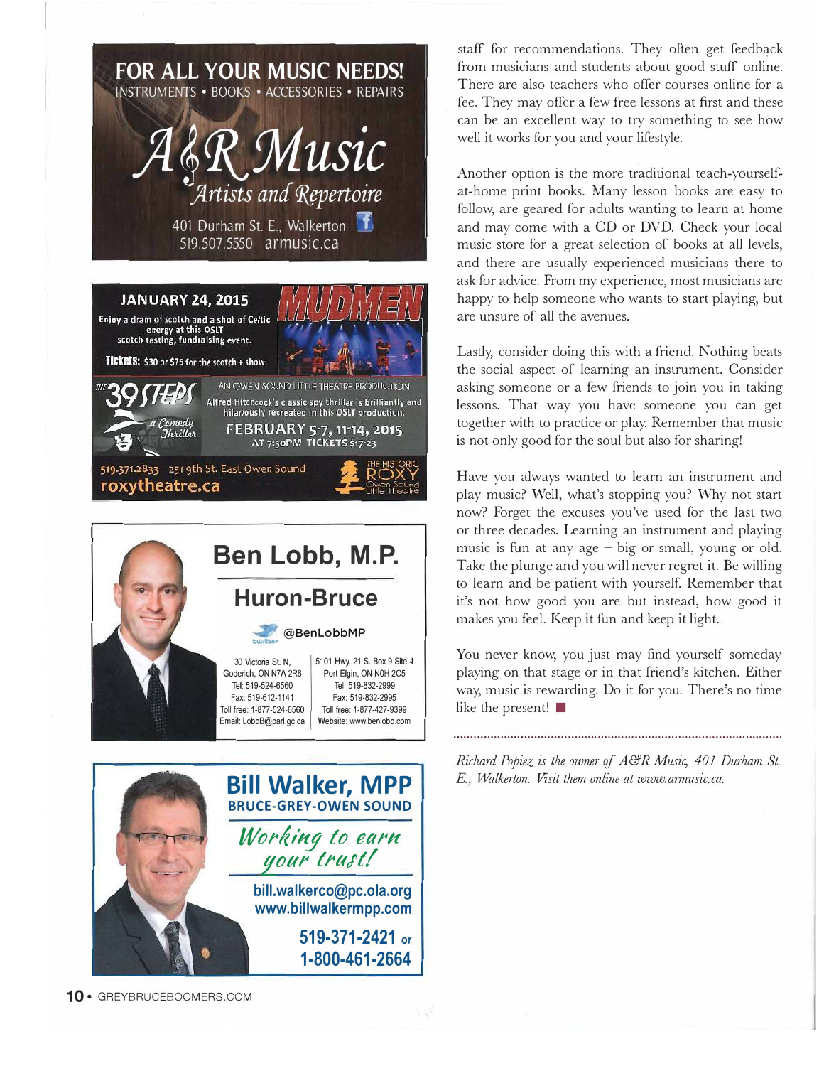# FOR ALL YOUR MUSIC NEEDS!

INSTRUMENTS • BOOKS • ACCESSORIES • REPAIRS

## A&R Music

*Artists and Repertoire*

401 Durham St. E., Walkerton
519.507.5550 armusic.ca

---

**JANUARY 24, 2015**

**MUDMEN**

Enjoy a dram of scotch and a shot of Celtic energy at this OSLT scotch-tasting, fundraising event.

**Tickets:** $30 or $75 for the scotch + show

**THE 39 STEPS** *a Comedy Thriller*

AN OWEN SOUND LITTLE THEATRE PRODUCTION

Alfred Hitchcock's classic spy thriller is brilliantly and hilariously recreated in this OSLT production.

**FEBRUARY 5-7, 11-14, 2015**
AT 7:30PM TICKETS $17-23

519.371.2833 251 9th St. East Owen Sound
**roxytheatre.ca**

THE HISTORIC ROXY Owen Sound Little Theatre

---

## Ben Lobb, M.P.

### Huron-Bruce

twitter @BenLobbMP

30 Victoria St. N,
Goderich, ON N7A 2R6
Tel: 519-524-6560
Fax: 519-612-1141
Toll free: 1-877-524-6560
Email: LobbB@parl.gc.ca

5101 Hwy. 21 S. Box 9 Site 4
Port Elgin, ON N0H 2C5
Tel: 519-832-2999
Fax: 519-832-2995
Toll free: 1-877-427-9399
Website: www.benlobb.com

---

## Bill Walker, MPP

**BRUCE-GREY-OWEN SOUND**

*Working to earn your trust!*

bill.walkerco@pc.ola.org
www.billwalkermpp.com

**519-371-2421** or
**1-800-461-2664**

---

staff for recommendations. They often get feedback from musicians and students about good stuff online. There are also teachers who offer courses online for a fee. They may offer a few free lessons at first and these can be an excellent way to try something to see how well it works for you and your lifestyle.

Another option is the more traditional teach-yourself-at-home print books. Many lesson books are easy to follow, are geared for adults wanting to learn at home and may come with a CD or DVD. Check your local music store for a great selection of books at all levels, and there are usually experienced musicians there to ask for advice. From my experience, most musicians are happy to help someone who wants to start playing, but are unsure of all the avenues.

Lastly, consider doing this with a friend. Nothing beats the social aspect of learning an instrument. Consider asking someone or a few friends to join you in taking lessons. That way you have someone you can get together with to practice or play. Remember that music is not only good for the soul but also for sharing!

Have you always wanted to learn an instrument and play music? Well, what's stopping you? Why not start now? Forget the excuses you've used for the last two or three decades. Learning an instrument and playing music is fun at any age – big or small, young or old. Take the plunge and you will never regret it. Be willing to learn and be patient with yourself. Remember that it's not how good you are but instead, how good it makes you feel. Keep it fun and keep it light.

You never know, you just may find yourself someday playing on that stage or in that friend's kitchen. Either way, music is rewarding. Do it for you. There's no time like the present! ■

---

*Richard Popiez is the owner of A&R Music, 401 Durham St. E., Walkerton. Visit them online at www.armusic.ca.*